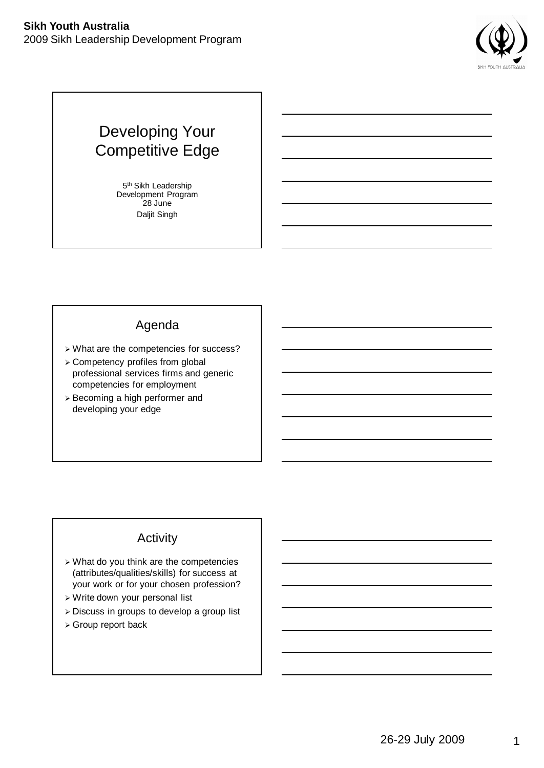# Developing Your Competitive Edge

5th Sikh Leadership Development Program
28 June
Daljit Singh

## Agenda

- What are the competencies for success?
- Competency profiles from global professional services firms and generic competencies for employment
- Becoming a high performer and developing your edge

## Activity

- What do you think are the competencies (attributes/qualities/skills) for success at your work or for your chosen profession?
- Write down your personal list
- Discuss in groups to develop a group list
- Group report back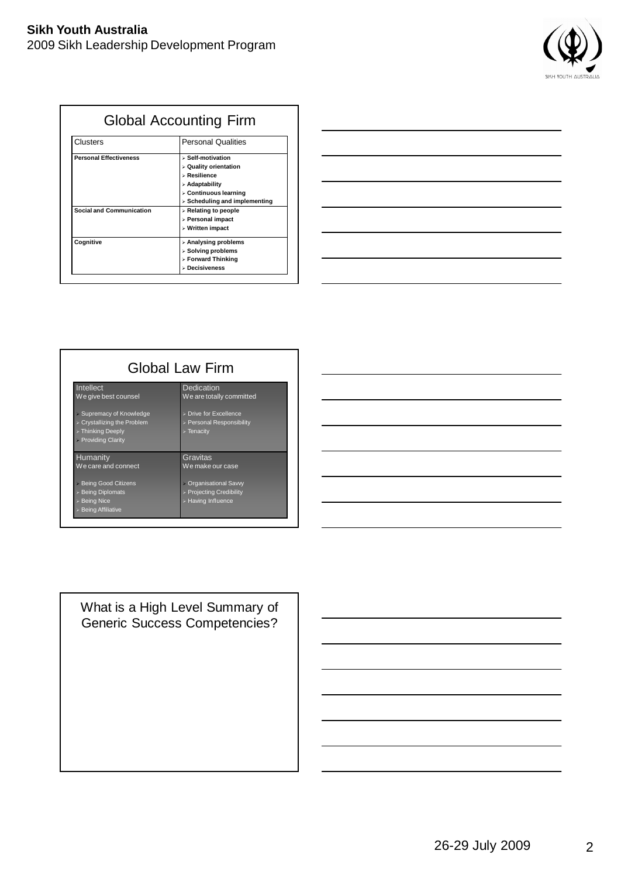## Global Accounting Firm

| Clusters | Personal Qualities |
|---|---|
| **Personal Effectiveness** | **Self-motivation**<br>**Quality orientation**<br>**Resilience**<br>**Adaptability**<br>**Continuous learning**<br>**Scheduling and implementing** |
| **Social and Communication** | **Relating to people**<br>**Personal impact**<br>**Written impact** |
| **Cognitive** | **Analysing problems**<br>**Solving problems**<br>**Forward Thinking**<br>**Decisiveness** |

## Global Law Firm

| Intellect<br>We give best counsel | Dedication<br>We are totally committed |
|---|---|
| Supremacy of Knowledge<br>Crystallizing the Problem<br>Thinking Deeply<br>Providing Clarity | Drive for Excellence<br>Personal Responsibility<br>Tenacity |
| **Humanity**<br>**We care and connect** | **Gravitas**<br>**We make our case** |
| Being Good Citizens<br>Being Diplomats<br>Being Nice<br>Being Affiliative | Organisational Savvy<br>Projecting Credibility<br>Having Influence |

## What is a High Level Summary of Generic Success Competencies?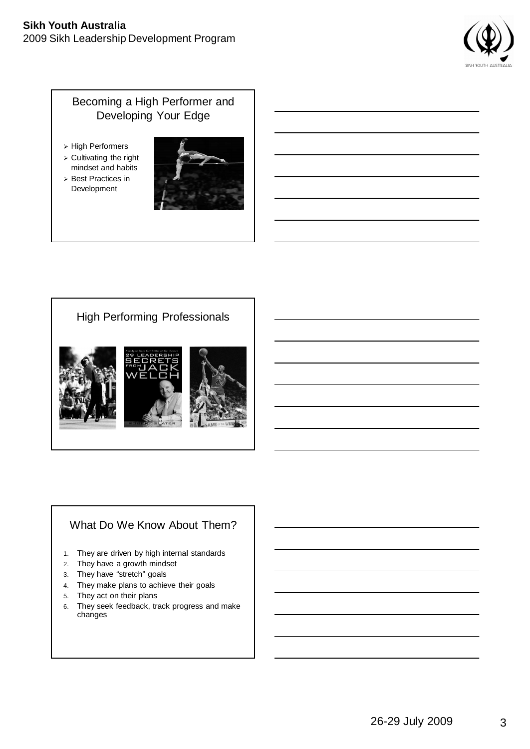## Becoming a High Performer and Developing Your Edge

- High Performers
- Cultivating the right mindset and habits
- Best Practices in Development

## High Performing Professionals

## What Do We Know About Them?

1. They are driven by high internal standards
2. They have a growth mindset
3. They have "stretch" goals
4. They make plans to achieve their goals
5. They act on their plans
6. They seek feedback, track progress and make changes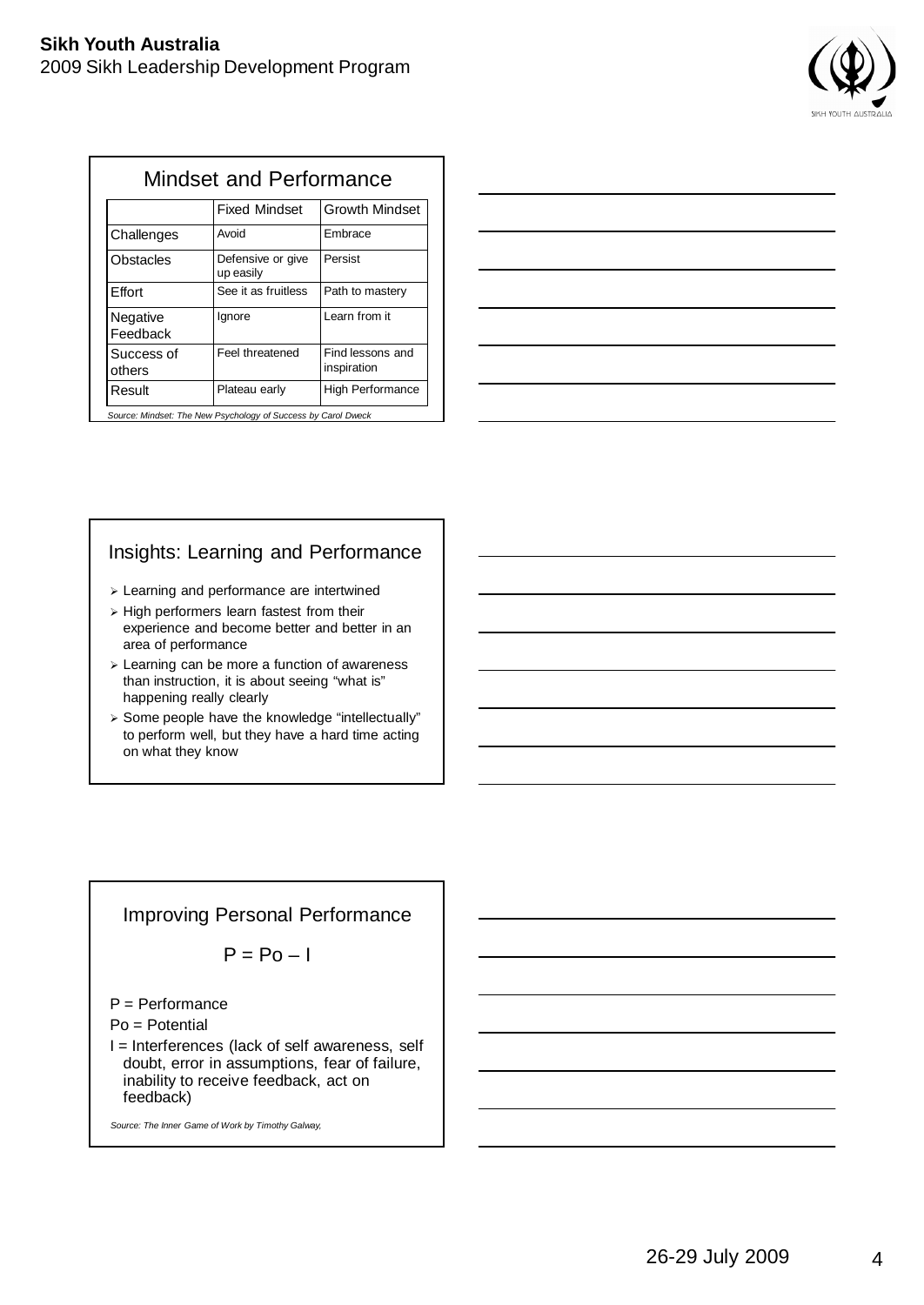## Mindset and Performance

| | Fixed Mindset | Growth Mindset |
|---|---|---|
| Challenges | Avoid | Embrace |
| Obstacles | Defensive or give up easily | Persist |
| Effort | See it as fruitless | Path to mastery |
| Negative Feedback | Ignore | Learn from it |
| Success of others | Feel threatened | Find lessons and inspiration |
| Result | Plateau early | High Performance |

*Source: Mindset: The New Psychology of Success by Carol Dweck*

## Insights: Learning and Performance

- Learning and performance are intertwined
- High performers learn fastest from their experience and become better and better in an area of performance
- Learning can be more a function of awareness than instruction, it is about seeing "what is" happening really clearly
- Some people have the knowledge "intellectually" to perform well, but they have a hard time acting on what they know

## Improving Personal Performance

$$P = Po - I$$

P = Performance

Po = Potential

I = Interferences (lack of self awareness, self doubt, error in assumptions, fear of failure, inability to receive feedback, act on feedback)

*Source: The Inner Game of Work by Timothy Galway,*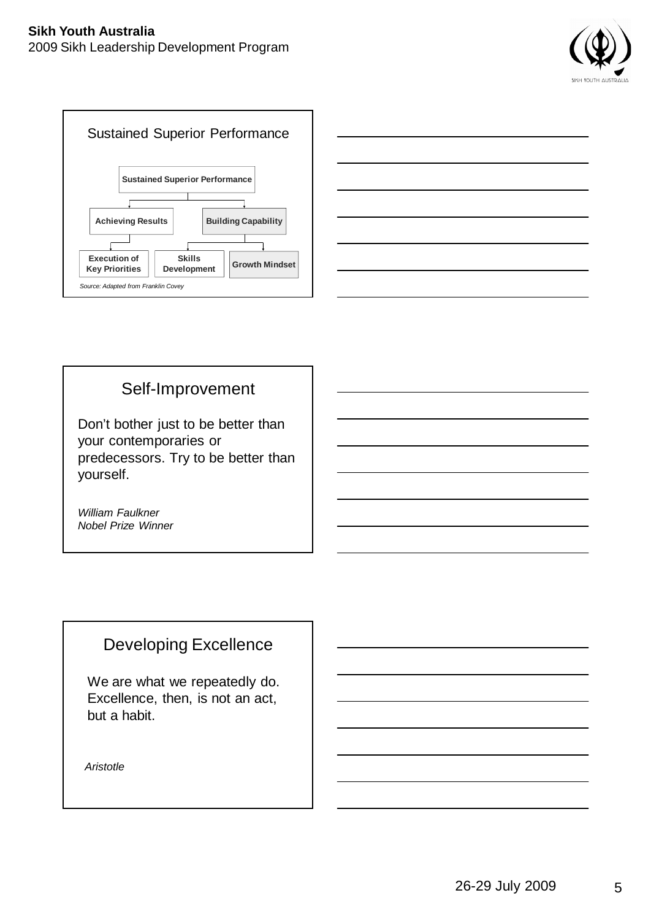## Sustained Superior Performance

- **Sustained Superior Performance**
  - **Achieving Results**
    - **Execution of Key Priorities**
  - **Building Capability**
    - **Skills Development**
    - **Growth Mindset**

*Source: Adapted from Franklin Covey*

## Self-Improvement

Don't bother just to be better than your contemporaries or predecessors. Try to be better than yourself.

*William Faulkner*
*Nobel Prize Winner*

## Developing Excellence

We are what we repeatedly do. Excellence, then, is not an act, but a habit.

*Aristotle*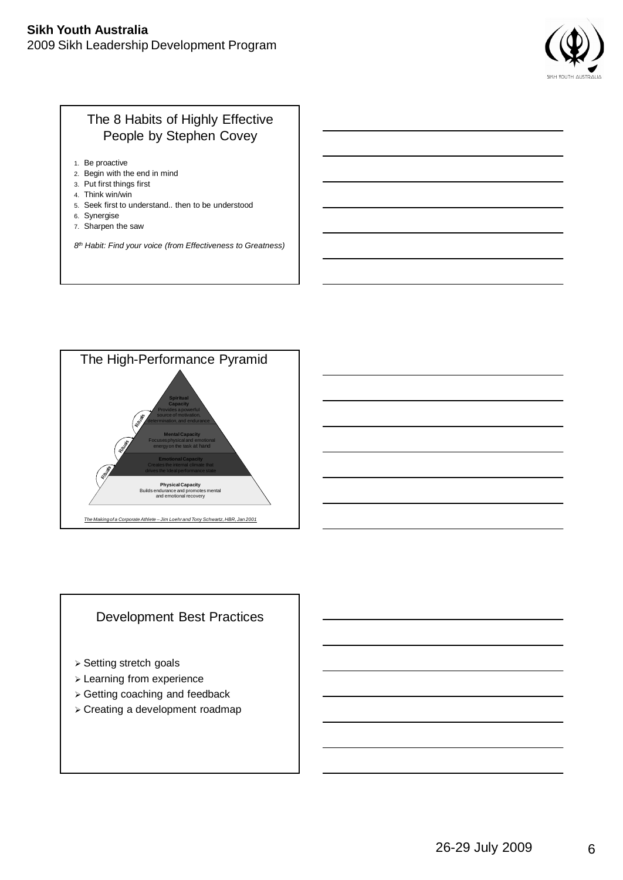## The 8 Habits of Highly Effective People by Stephen Covey

1. Be proactive
2. Begin with the end in mind
3. Put first things first
4. Think win/win
5. Seek first to understand.. then to be understood
6. Synergise
7. Sharpen the saw

*8th Habit: Find your voice (from Effectiveness to Greatness)*

## The High-Performance Pyramid

**Spiritual Capacity**
Provides a powerful source of motivation, determination, and endurance

**Mental Capacity**
Focuses physical and emotional energy on the task at hand

**Emotional Capacity**
Creates the internal climate that drives the ideal performance state

**Physical Capacity**
Builds endurance and promotes mental and emotional recovery

Rituals

Rituals

Rituals

*The Making of a Corporate Athlete – Jim Loehr and Tony Schwartz, HBR, Jan 2001*

## Development Best Practices

- Setting stretch goals
- Learning from experience
- Getting coaching and feedback
- Creating a development roadmap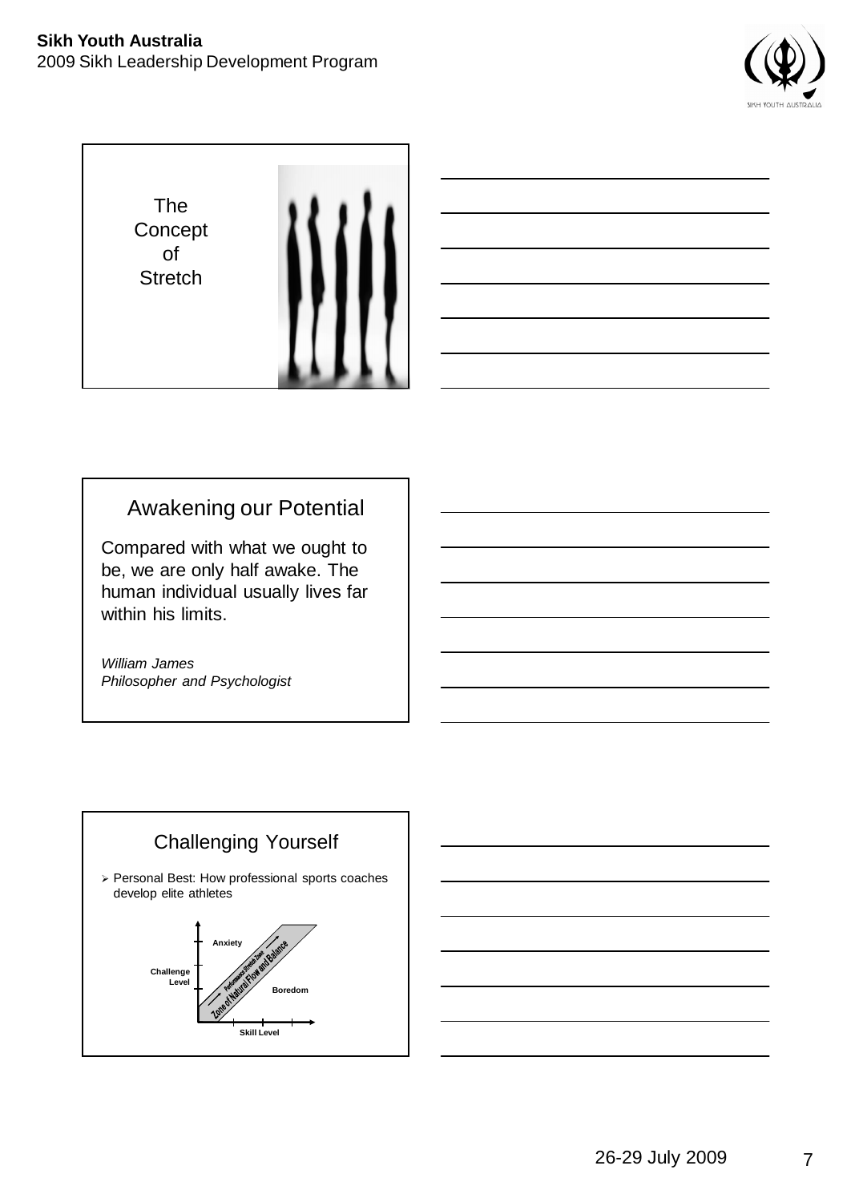## The Concept of Stretch

## Awakening our Potential

Compared with what we ought to be, we are only half awake. The human individual usually lives far within his limits.

*William James*
*Philosopher and Psychologist*

## Challenging Yourself

- Personal Best: How professional sports coaches develop elite athletes

Anxiety

Challenge Level

Performance Stretch Zone

Zone of Natural Flow and Balance

Boredom

Skill Level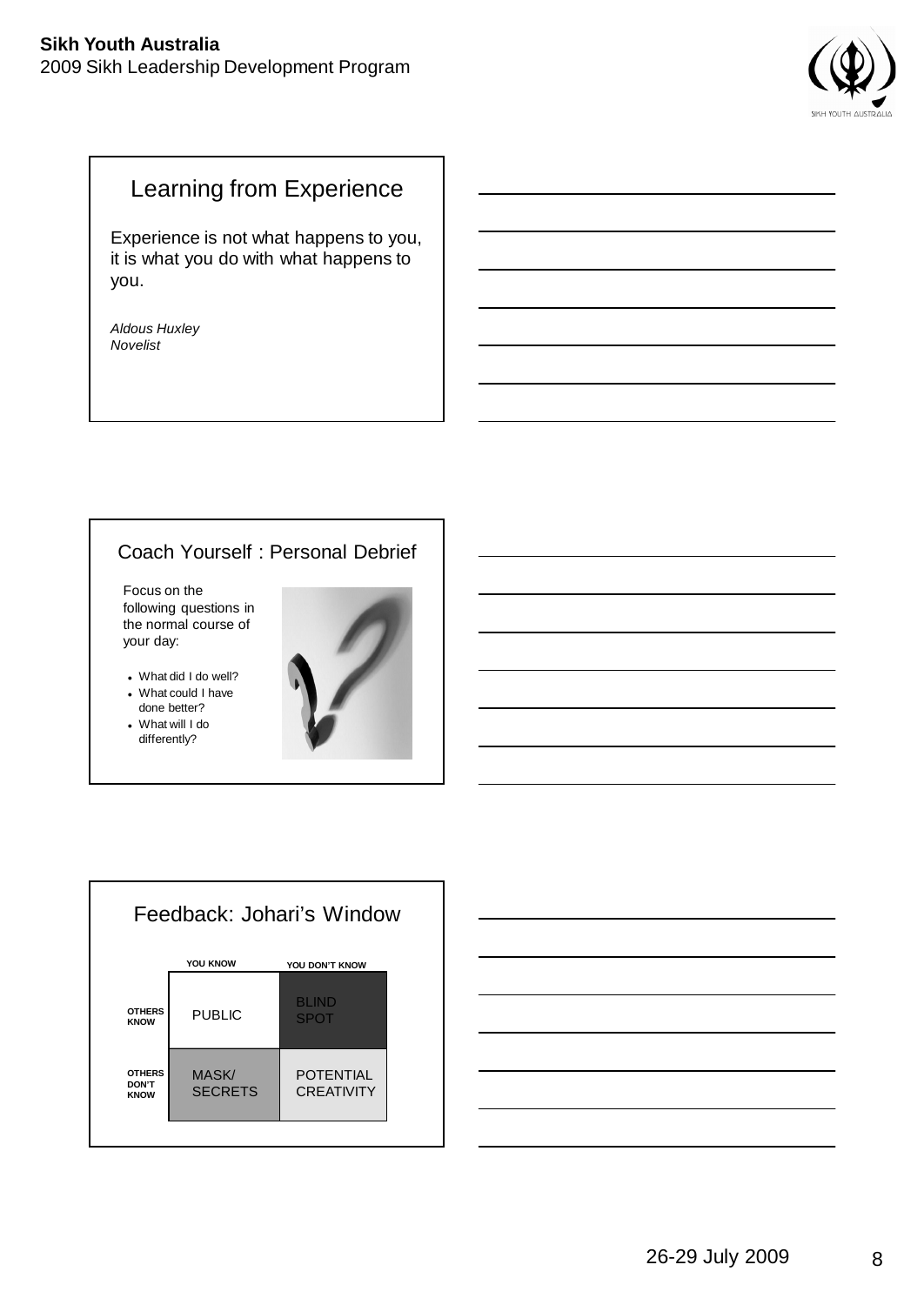## Learning from Experience

Experience is not what happens to you, it is what you do with what happens to you.

*Aldous Huxley*
*Novelist*

## Coach Yourself : Personal Debrief

Focus on the following questions in the normal course of your day:

- What did I do well?
- What could I have done better?
- What will I do differently?

## Feedback: Johari's Window

| | YOU KNOW | YOU DON'T KNOW |
|---|---|---|
| OTHERS KNOW | PUBLIC | BLIND SPOT |
| OTHERS DON'T KNOW | MASK/ SECRETS | POTENTIAL CREATIVITY |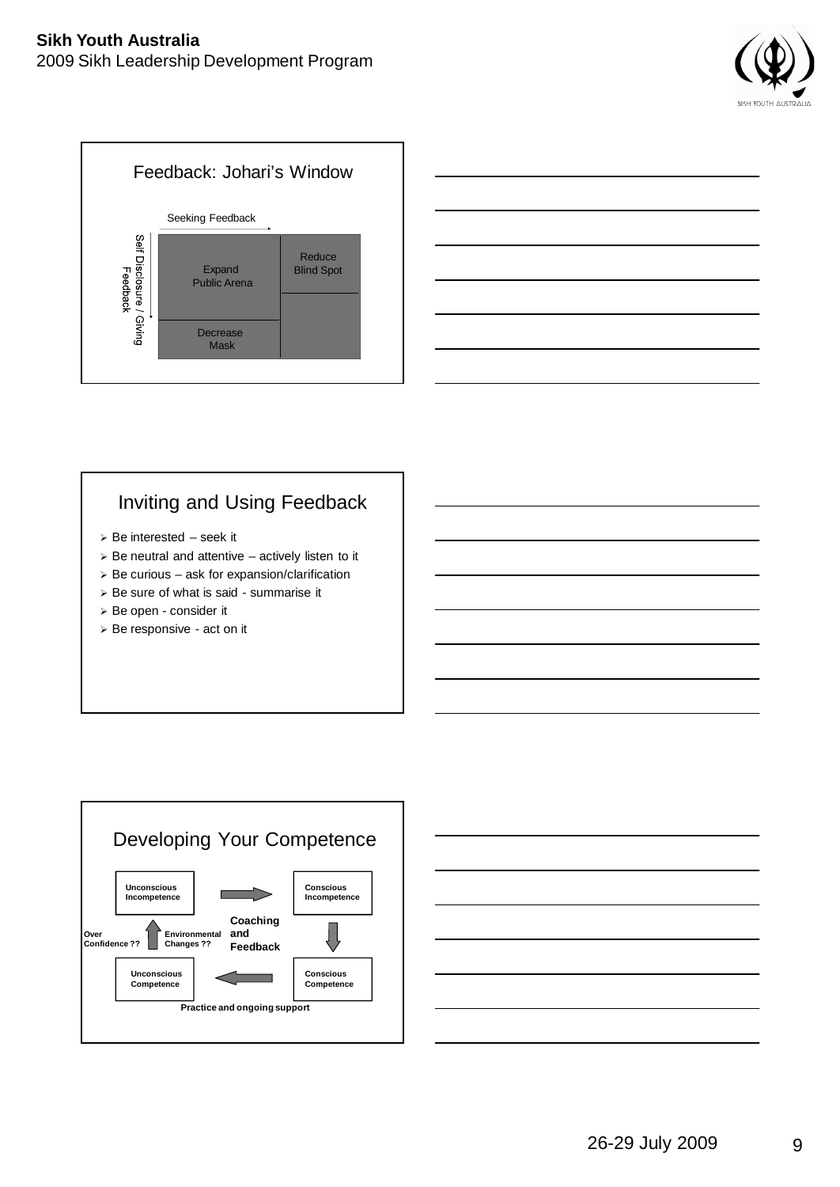## Feedback: Johari's Window

Seeking Feedback

Self Disclosure / Giving Feedback

| Expand Public Arena | Reduce Blind Spot |
|---|---|
| Decrease Mask | |

## Inviting and Using Feedback

- Be interested – seek it
- Be neutral and attentive – actively listen to it
- Be curious – ask for expansion/clarification
- Be sure of what is said - summarise it
- Be open - consider it
- Be responsive - act on it

## Developing Your Competence

**Unconscious Incompetence** → **Conscious Incompetence**

**Coaching and Feedback**

**Conscious Incompetence** ↓ **Conscious Competence**

**Conscious Competence** → **Unconscious Competence**

**Practice and ongoing support**

**Unconscious Competence** ↑ **Unconscious Incompetence**

**Over Confidence ??** **Environmental Changes ??**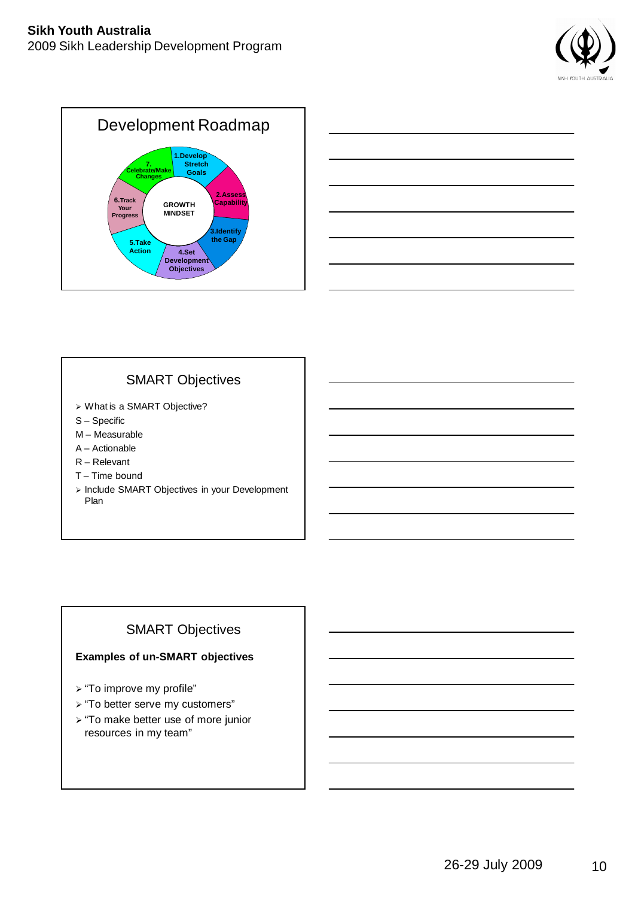## Development Roadmap

GROWTH MINDSET

1. Develop Stretch Goals
2. Assess Capability
3. Identify the Gap
4. Set Development Objectives
5. Take Action
6. Track Your Progress
7. Celebrate/Make Changes

## SMART Objectives

- What is a SMART Objective?

S – Specific
M – Measurable
A – Actionable
R – Relevant
T – Time bound

- Include SMART Objectives in your Development Plan

## SMART Objectives

**Examples of un-SMART objectives**

- "To improve my profile"
- "To better serve my customers"
- "To make better use of more junior resources in my team"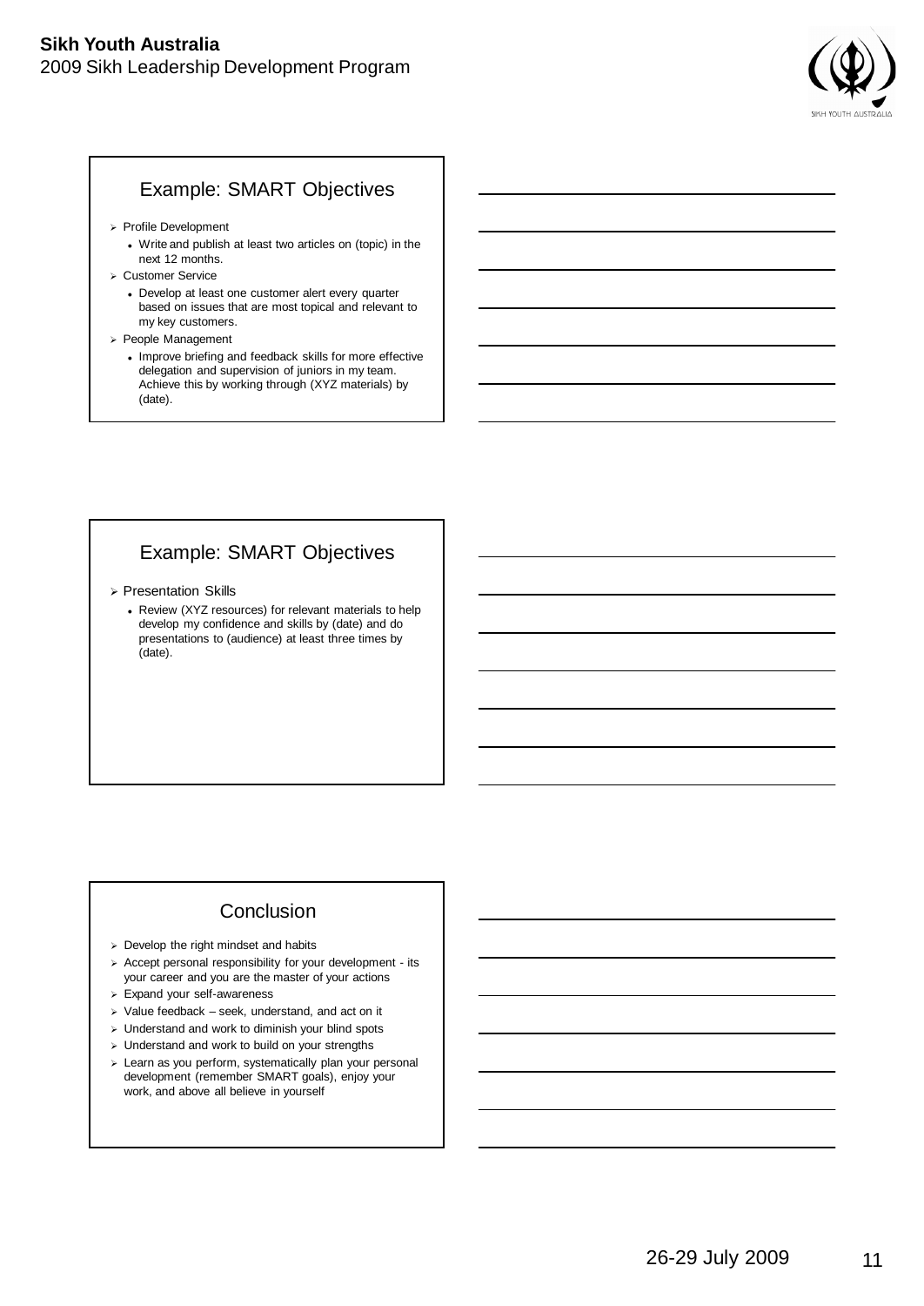## Example: SMART Objectives

- Profile Development
  - Write and publish at least two articles on (topic) in the next 12 months.
- Customer Service
  - Develop at least one customer alert every quarter based on issues that are most topical and relevant to my key customers.
- People Management
  - Improve briefing and feedback skills for more effective delegation and supervision of juniors in my team. Achieve this by working through (XYZ materials) by (date).

## Example: SMART Objectives

- Presentation Skills
  - Review (XYZ resources) for relevant materials to help develop my confidence and skills by (date) and do presentations to (audience) at least three times by (date).

## Conclusion

- Develop the right mindset and habits
- Accept personal responsibility for your development - its your career and you are the master of your actions
- Expand your self-awareness
- Value feedback – seek, understand, and act on it
- Understand and work to diminish your blind spots
- Understand and work to build on your strengths
- Learn as you perform, systematically plan your personal development (remember SMART goals), enjoy your work, and above all believe in yourself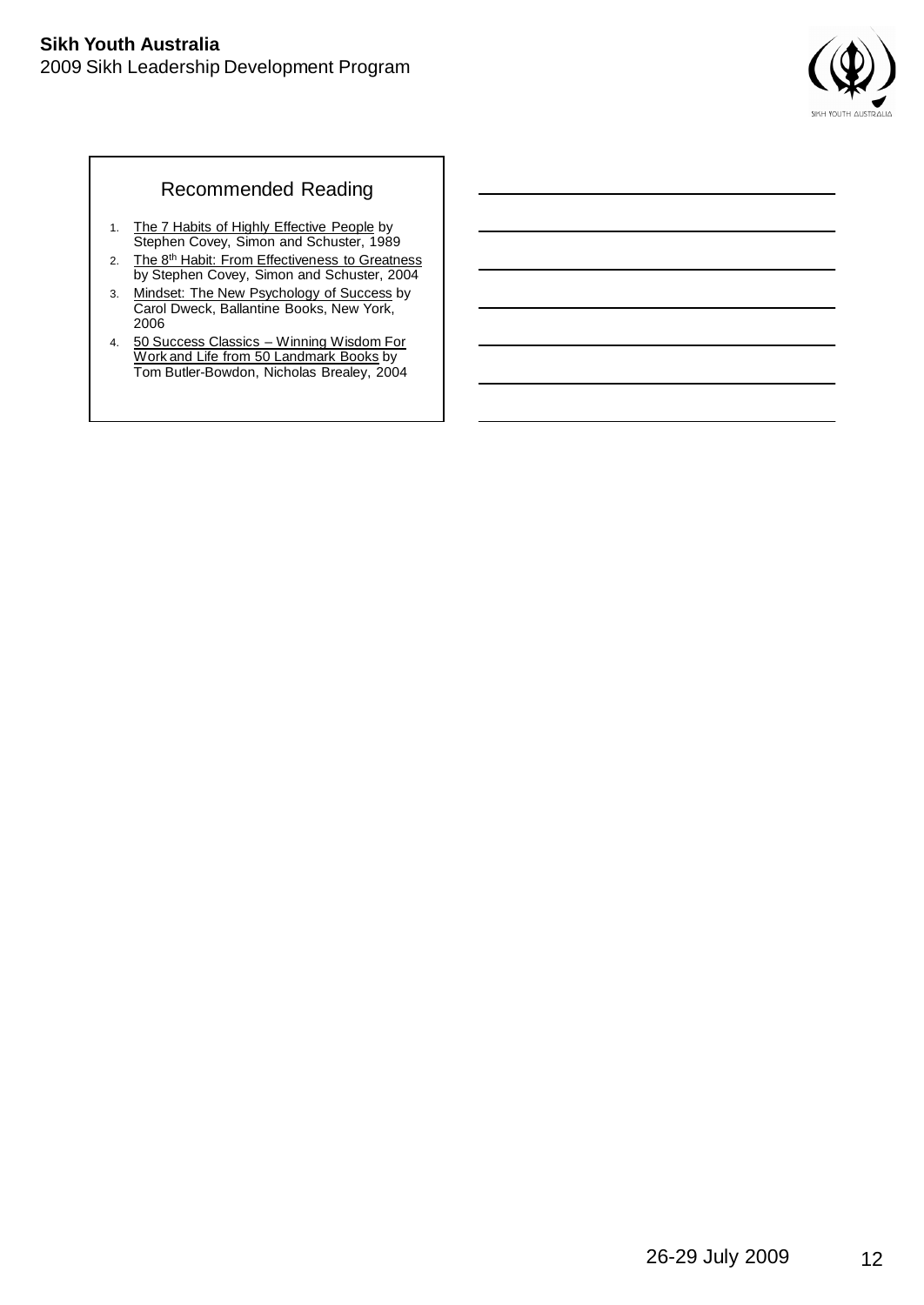## Recommended Reading

1. The 7 Habits of Highly Effective People by Stephen Covey, Simon and Schuster, 1989
2. The 8th Habit: From Effectiveness to Greatness by Stephen Covey, Simon and Schuster, 2004
3. Mindset: The New Psychology of Success by Carol Dweck, Ballantine Books, New York, 2006
4. 50 Success Classics – Winning Wisdom For Work and Life from 50 Landmark Books by Tom Butler-Bowdon, Nicholas Brealey, 2004